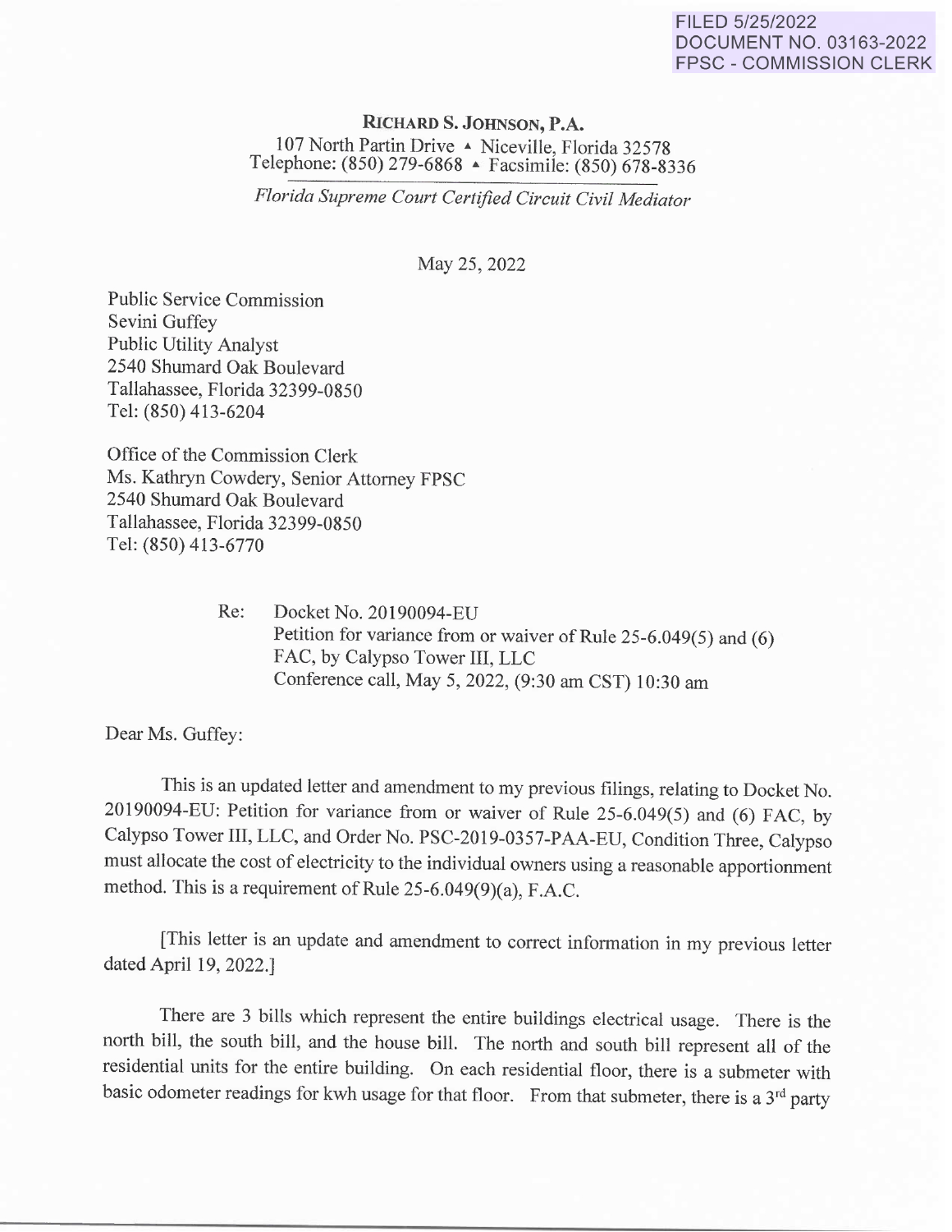FILED 5/25/2022
DOCUMENT NO. 03163-2022
FPSC - COMMISSION CLERK

**RICHARD S. JOHNSON, P.A.**
107 North Partin Drive ▲ Niceville, Florida 32578
Telephone: (850) 279-6868 ▲ Facsimile: (850) 678-8336

*Florida Supreme Court Certified Circuit Civil Mediator*

May 25, 2022

Public Service Commission
Sevini Guffey
Public Utility Analyst
2540 Shumard Oak Boulevard
Tallahassee, Florida 32399-0850
Tel: (850) 413-6204

Office of the Commission Clerk
Ms. Kathryn Cowdery, Senior Attorney FPSC
2540 Shumard Oak Boulevard
Tallahassee, Florida 32399-0850
Tel: (850) 413-6770

Re: Docket No. 20190094-EU
Petition for variance from or waiver of Rule 25-6.049(5) and (6) FAC, by Calypso Tower III, LLC
Conference call, May 5, 2022, (9:30 am CST) 10:30 am

Dear Ms. Guffey:

This is an updated letter and amendment to my previous filings, relating to Docket No. 20190094-EU: Petition for variance from or waiver of Rule 25-6.049(5) and (6) FAC, by Calypso Tower III, LLC, and Order No. PSC-2019-0357-PAA-EU, Condition Three, Calypso must allocate the cost of electricity to the individual owners using a reasonable apportionment method. This is a requirement of Rule 25-6.049(9)(a), F.A.C.

[This letter is an update and amendment to correct information in my previous letter dated April 19, 2022.]

There are 3 bills which represent the entire buildings electrical usage. There is the north bill, the south bill, and the house bill. The north and south bill represent all of the residential units for the entire building. On each residential floor, there is a submeter with basic odometer readings for kwh usage for that floor. From that submeter, there is a 3rd party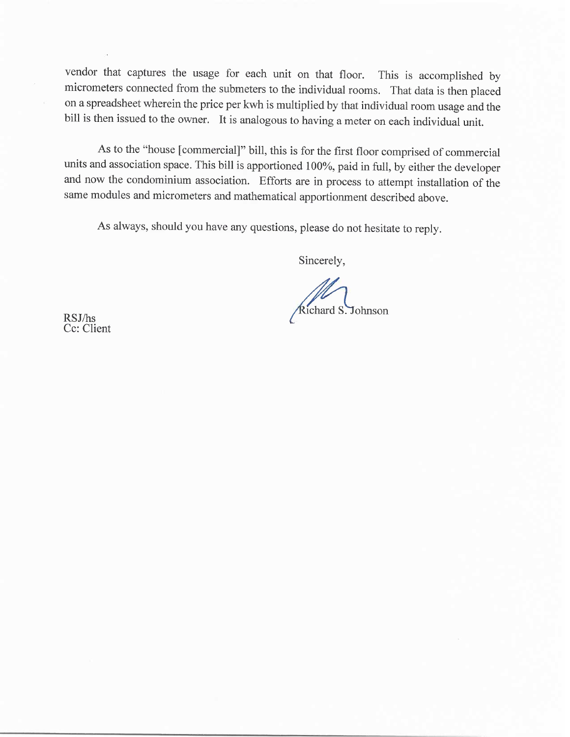vendor that captures the usage for each unit on that floor. This is accomplished by micrometers connected from the submeters to the individual rooms. That data is then placed on a spreadsheet wherein the price per kwh is multiplied by that individual room usage and the bill is then issued to the owner. It is analogous to having a meter on each individual unit.

As to the "house [commercial]" bill, this is for the first floor comprised of commercial units and association space. This bill is apportioned 100%, paid in full, by either the developer and now the condominium association. Efforts are in process to attempt installation of the same modules and micrometers and mathematical apportionment described above.

As always, should you have any questions, please do not hesitate to reply.

Sincerely,

Richard S. Johnson

RSJ/hs
Cc: Client